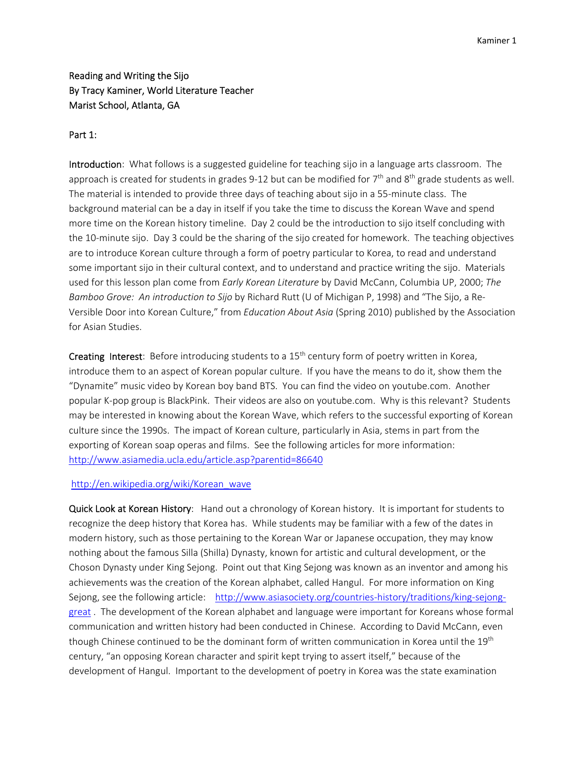Reading and Writing the Sijo
By Tracy Kaminer, World Literature Teacher
Marist School, Atlanta, GA

Part 1:

Introduction: What follows is a suggested guideline for teaching sijo in a language arts classroom. The approach is created for students in grades 9-12 but can be modified for 7th and 8th grade students as well. The material is intended to provide three days of teaching about sijo in a 55-minute class. The background material can be a day in itself if you take the time to discuss the Korean Wave and spend more time on the Korean history timeline. Day 2 could be the introduction to sijo itself concluding with the 10-minute sijo. Day 3 could be the sharing of the sijo created for homework. The teaching objectives are to introduce Korean culture through a form of poetry particular to Korea, to read and understand some important sijo in their cultural context, and to understand and practice writing the sijo. Materials used for this lesson plan come from *Early Korean Literature* by David McCann, Columbia UP, 2000; *The Bamboo Grove: An introduction to Sijo* by Richard Rutt (U of Michigan P, 1998) and "The Sijo, a Re-Versible Door into Korean Culture," from *Education About Asia* (Spring 2010) published by the Association for Asian Studies.

Creating Interest: Before introducing students to a 15th century form of poetry written in Korea, introduce them to an aspect of Korean popular culture. If you have the means to do it, show them the "Dynamite" music video by Korean boy band BTS. You can find the video on youtube.com. Another popular K-pop group is BlackPink. Their videos are also on youtube.com. Why is this relevant? Students may be interested in knowing about the Korean Wave, which refers to the successful exporting of Korean culture since the 1990s. The impact of Korean culture, particularly in Asia, stems in part from the exporting of Korean soap operas and films. See the following articles for more information: http://www.asiamedia.ucla.edu/article.asp?parentid=86640

http://en.wikipedia.org/wiki/Korean_wave

Quick Look at Korean History: Hand out a chronology of Korean history. It is important for students to recognize the deep history that Korea has. While students may be familiar with a few of the dates in modern history, such as those pertaining to the Korean War or Japanese occupation, they may know nothing about the famous Silla (Shilla) Dynasty, known for artistic and cultural development, or the Choson Dynasty under King Sejong. Point out that King Sejong was known as an inventor and among his achievements was the creation of the Korean alphabet, called Hangul. For more information on King Sejong, see the following article: http://www.asiasociety.org/countries-history/traditions/king-sejong-great . The development of the Korean alphabet and language were important for Koreans whose formal communication and written history had been conducted in Chinese. According to David McCann, even though Chinese continued to be the dominant form of written communication in Korea until the 19th century, "an opposing Korean character and spirit kept trying to assert itself," because of the development of Hangul. Important to the development of poetry in Korea was the state examination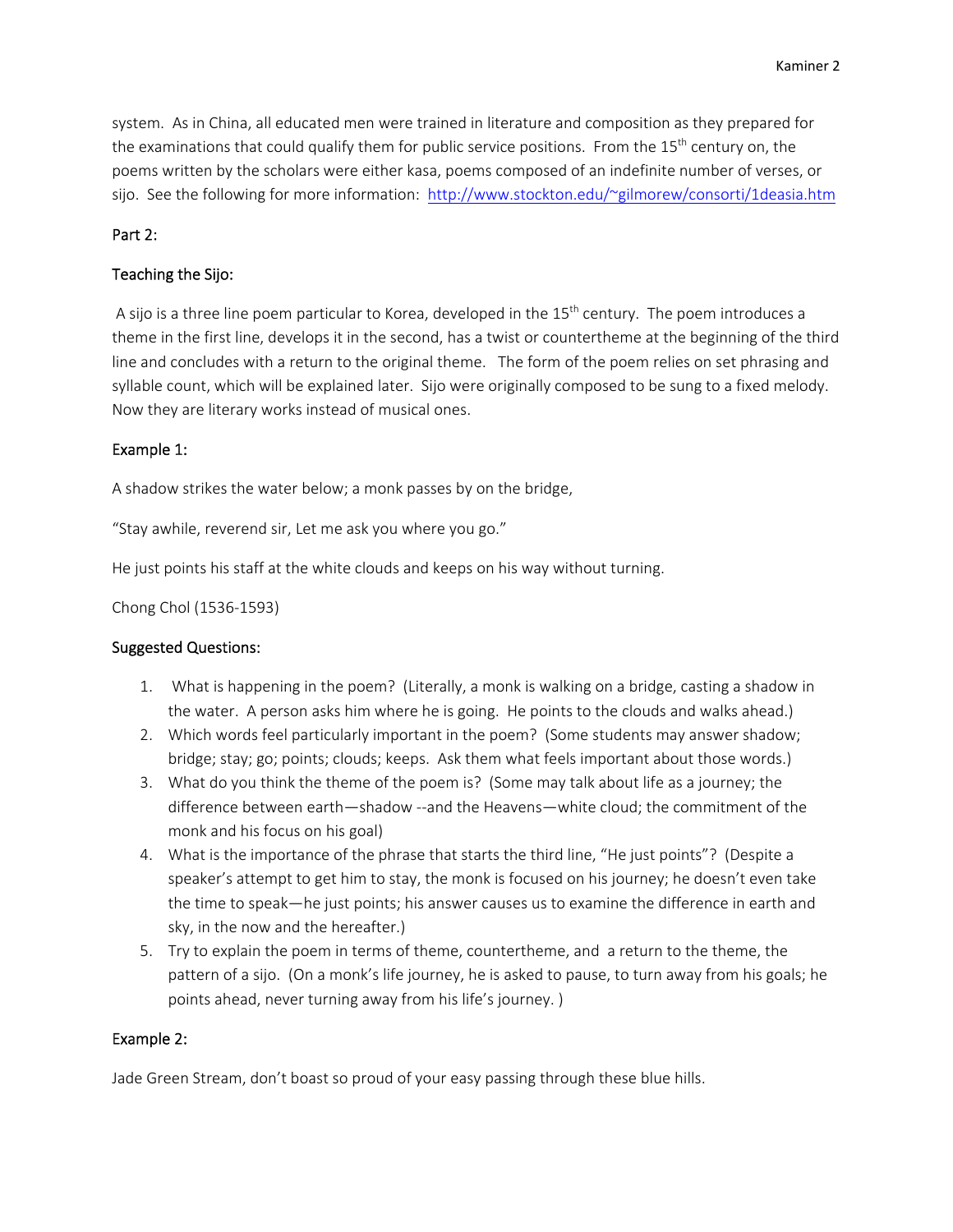system. As in China, all educated men were trained in literature and composition as they prepared for the examinations that could qualify them for public service positions. From the 15th century on, the poems written by the scholars were either kasa, poems composed of an indefinite number of verses, or sijo. See the following for more information: http://www.stockton.edu/~gilmorew/consorti/1deasia.htm

## Part 2:

### Teaching the Sijo:

A sijo is a three line poem particular to Korea, developed in the 15th century. The poem introduces a theme in the first line, develops it in the second, has a twist or countertheme at the beginning of the third line and concludes with a return to the original theme. The form of the poem relies on set phrasing and syllable count, which will be explained later. Sijo were originally composed to be sung to a fixed melody. Now they are literary works instead of musical ones.

### Example 1:

A shadow strikes the water below; a monk passes by on the bridge,

"Stay awhile, reverend sir, Let me ask you where you go."

He just points his staff at the white clouds and keeps on his way without turning.

Chong Chol (1536-1593)

### Suggested Questions:

1. What is happening in the poem? (Literally, a monk is walking on a bridge, casting a shadow in the water. A person asks him where he is going. He points to the clouds and walks ahead.)
2. Which words feel particularly important in the poem? (Some students may answer shadow; bridge; stay; go; points; clouds; keeps. Ask them what feels important about those words.)
3. What do you think the theme of the poem is? (Some may talk about life as a journey; the difference between earth—shadow --and the Heavens—white cloud; the commitment of the monk and his focus on his goal)
4. What is the importance of the phrase that starts the third line, "He just points"? (Despite a speaker's attempt to get him to stay, the monk is focused on his journey; he doesn't even take the time to speak—he just points; his answer causes us to examine the difference in earth and sky, in the now and the hereafter.)
5. Try to explain the poem in terms of theme, countertheme, and a return to the theme, the pattern of a sijo. (On a monk's life journey, he is asked to pause, to turn away from his goals; he points ahead, never turning away from his life's journey. )

### Example 2:

Jade Green Stream, don't boast so proud of your easy passing through these blue hills.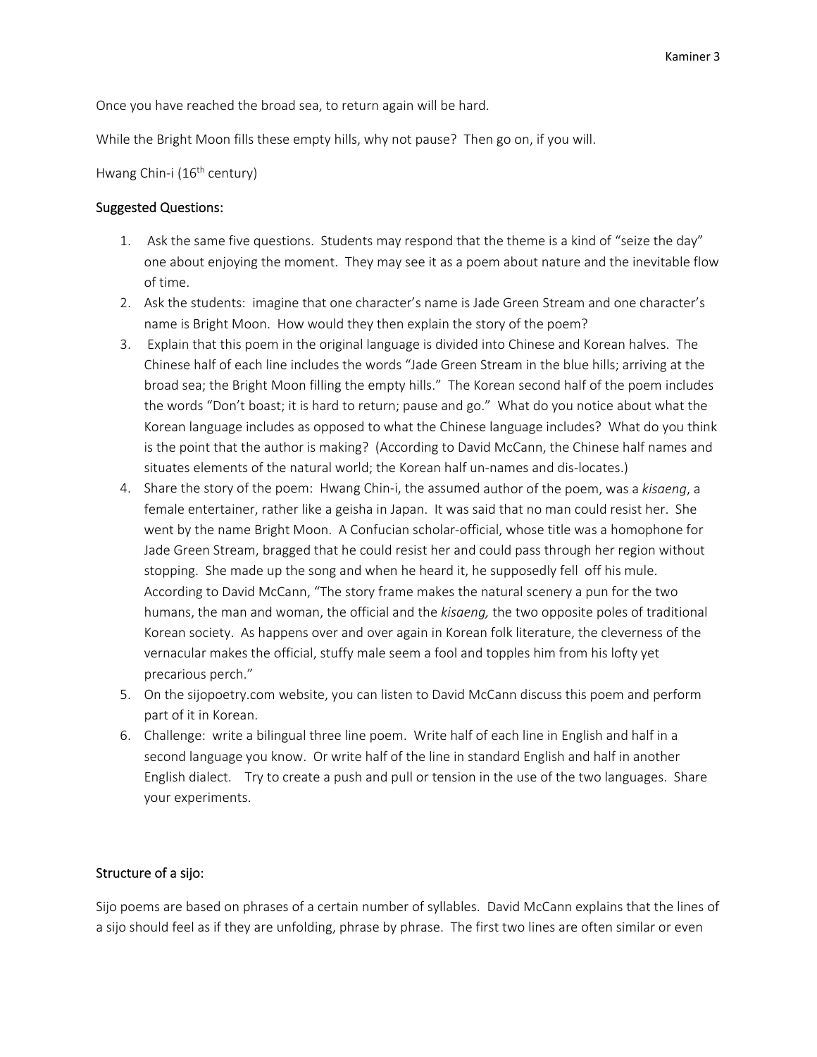Once you have reached the broad sea, to return again will be hard.

While the Bright Moon fills these empty hills, why not pause? Then go on, if you will.

Hwang Chin-i (16th century)

## Suggested Questions:

1. Ask the same five questions. Students may respond that the theme is a kind of "seize the day" one about enjoying the moment. They may see it as a poem about nature and the inevitable flow of time.
2. Ask the students: imagine that one character's name is Jade Green Stream and one character's name is Bright Moon. How would they then explain the story of the poem?
3. Explain that this poem in the original language is divided into Chinese and Korean halves. The Chinese half of each line includes the words "Jade Green Stream in the blue hills; arriving at the broad sea; the Bright Moon filling the empty hills." The Korean second half of the poem includes the words "Don't boast; it is hard to return; pause and go." What do you notice about what the Korean language includes as opposed to what the Chinese language includes? What do you think is the point that the author is making? (According to David McCann, the Chinese half names and situates elements of the natural world; the Korean half un-names and dis-locates.)
4. Share the story of the poem: Hwang Chin-i, the assumed author of the poem, was a *kisaeng*, a female entertainer, rather like a geisha in Japan. It was said that no man could resist her. She went by the name Bright Moon. A Confucian scholar-official, whose title was a homophone for Jade Green Stream, bragged that he could resist her and could pass through her region without stopping. She made up the song and when he heard it, he supposedly fell off his mule. According to David McCann, "The story frame makes the natural scenery a pun for the two humans, the man and woman, the official and the *kisaeng,* the two opposite poles of traditional Korean society. As happens over and over again in Korean folk literature, the cleverness of the vernacular makes the official, stuffy male seem a fool and topples him from his lofty yet precarious perch."
5. On the sijopoetry.com website, you can listen to David McCann discuss this poem and perform part of it in Korean.
6. Challenge: write a bilingual three line poem. Write half of each line in English and half in a second language you know. Or write half of the line in standard English and half in another English dialect. Try to create a push and pull or tension in the use of the two languages. Share your experiments.

## Structure of a sijo:

Sijo poems are based on phrases of a certain number of syllables. David McCann explains that the lines of a sijo should feel as if they are unfolding, phrase by phrase. The first two lines are often similar or even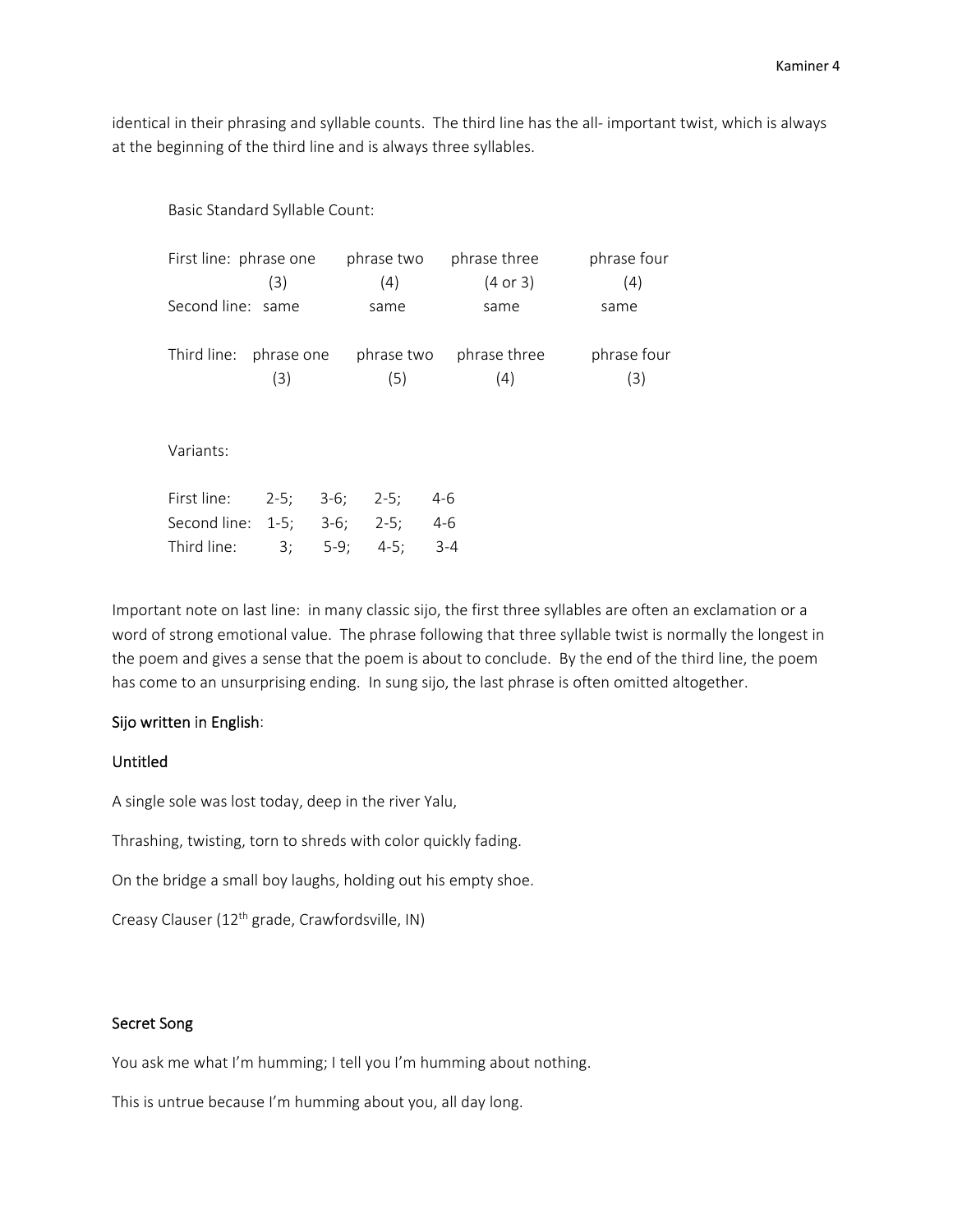identical in their phrasing and syllable counts. The third line has the all- important twist, which is always at the beginning of the third line and is always three syllables.

Basic Standard Syllable Count:

| | phrase one | phrase two | phrase three | phrase four |
|---|---|---|---|---|
| First line: | (3) | (4) | (4 or 3) | (4) |
| Second line: | same | same | same | same |
| Third line: | (3) | (5) | (4) | (3) |

Variants:

| | | | | |
|---|---|---|---|---|
| First line: | 2-5; | 3-6; | 2-5; | 4-6 |
| Second line: | 1-5; | 3-6; | 2-5; | 4-6 |
| Third line: | 3; | 5-9; | 4-5; | 3-4 |

Important note on last line: in many classic sijo, the first three syllables are often an exclamation or a word of strong emotional value. The phrase following that three syllable twist is normally the longest in the poem and gives a sense that the poem is about to conclude. By the end of the third line, the poem has come to an unsurprising ending. In sung sijo, the last phrase is often omitted altogether.

Sijo written in English:

Untitled

A single sole was lost today, deep in the river Yalu,

Thrashing, twisting, torn to shreds with color quickly fading.

On the bridge a small boy laughs, holding out his empty shoe.

Creasy Clauser (12th grade, Crawfordsville, IN)

Secret Song

You ask me what I'm humming; I tell you I'm humming about nothing.

This is untrue because I'm humming about you, all day long.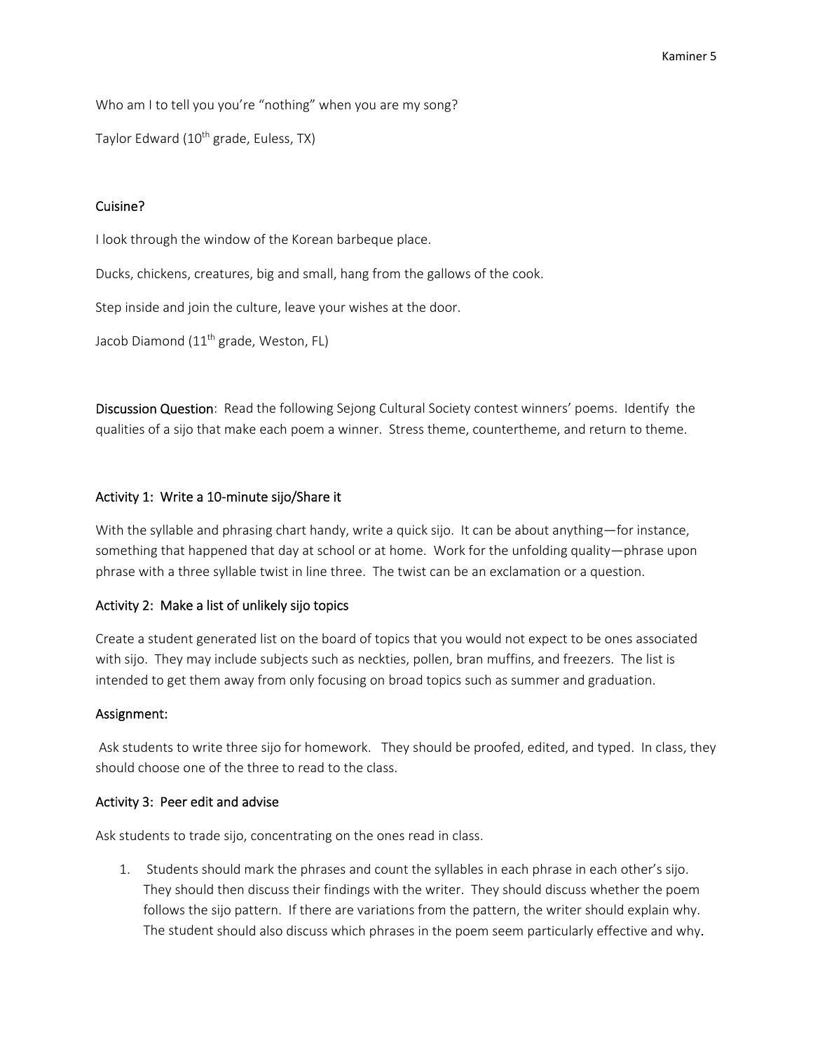Who am I to tell you you're "nothing" when you are my song?

Taylor Edward (10th grade, Euless, TX)

### Cuisine?

I look through the window of the Korean barbeque place.

Ducks, chickens, creatures, big and small, hang from the gallows of the cook.

Step inside and join the culture, leave your wishes at the door.

Jacob Diamond (11th grade, Weston, FL)

Discussion Question: Read the following Sejong Cultural Society contest winners' poems. Identify the qualities of a sijo that make each poem a winner. Stress theme, countertheme, and return to theme.

### Activity 1: Write a 10-minute sijo/Share it

With the syllable and phrasing chart handy, write a quick sijo. It can be about anything—for instance, something that happened that day at school or at home. Work for the unfolding quality—phrase upon phrase with a three syllable twist in line three. The twist can be an exclamation or a question.

### Activity 2: Make a list of unlikely sijo topics

Create a student generated list on the board of topics that you would not expect to be ones associated with sijo. They may include subjects such as neckties, pollen, bran muffins, and freezers. The list is intended to get them away from only focusing on broad topics such as summer and graduation.

### Assignment:

Ask students to write three sijo for homework. They should be proofed, edited, and typed. In class, they should choose one of the three to read to the class.

### Activity 3: Peer edit and advise

Ask students to trade sijo, concentrating on the ones read in class.

1. Students should mark the phrases and count the syllables in each phrase in each other's sijo. They should then discuss their findings with the writer. They should discuss whether the poem follows the sijo pattern. If there are variations from the pattern, the writer should explain why. The student should also discuss which phrases in the poem seem particularly effective and why.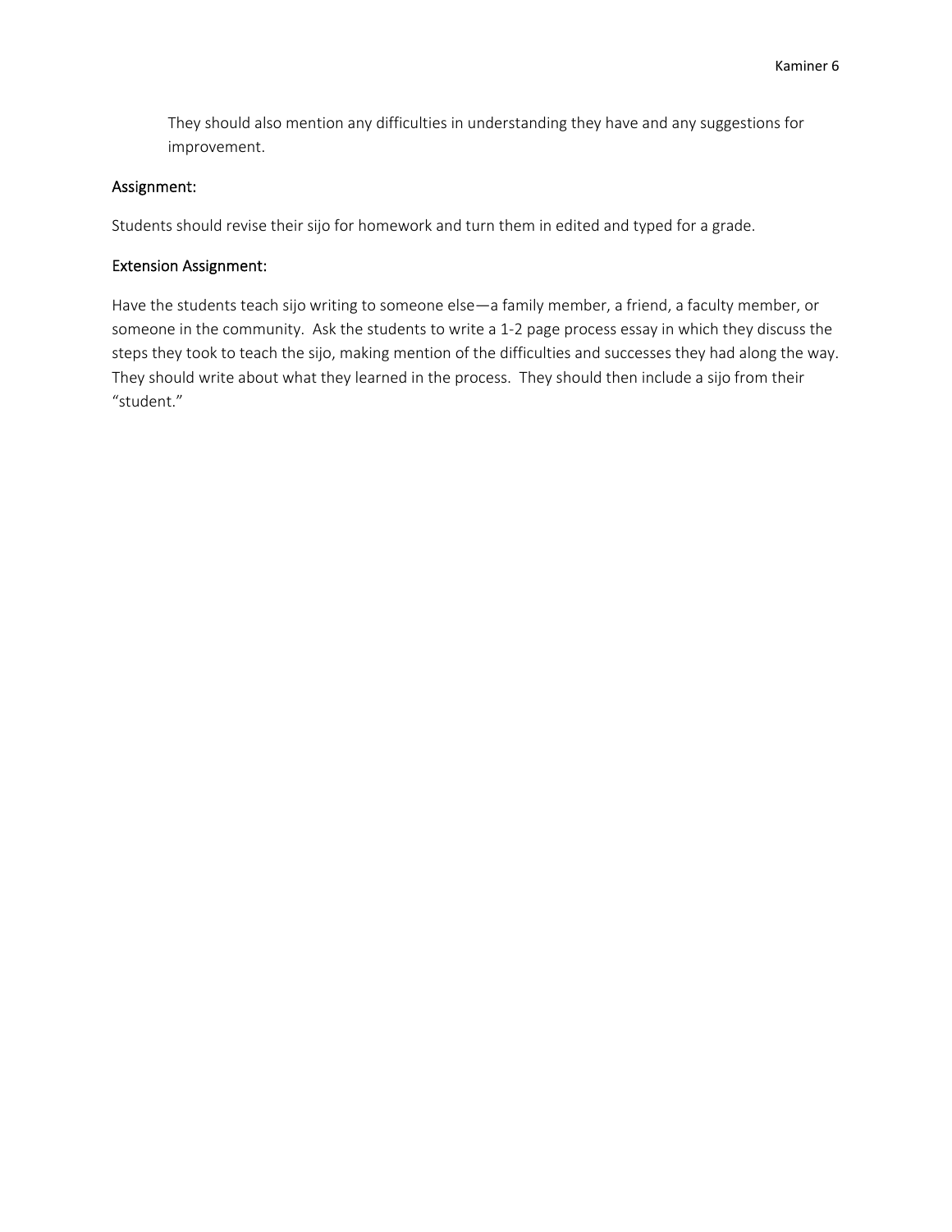They should also mention any difficulties in understanding they have and any suggestions for improvement.

### Assignment:

Students should revise their sijo for homework and turn them in edited and typed for a grade.

### Extension Assignment:

Have the students teach sijo writing to someone else—a family member, a friend, a faculty member, or someone in the community. Ask the students to write a 1-2 page process essay in which they discuss the steps they took to teach the sijo, making mention of the difficulties and successes they had along the way. They should write about what they learned in the process. They should then include a sijo from their "student."